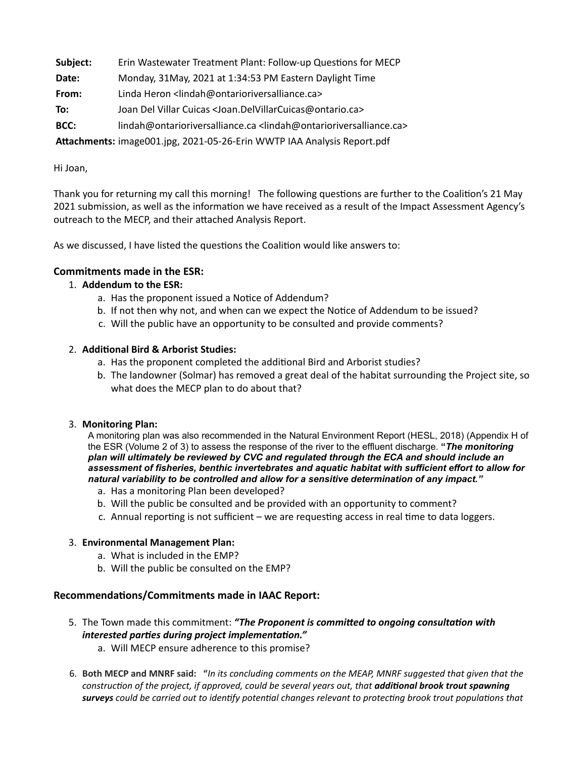| | |
|---|---|
| **Subject:** | Erin Wastewater Treatment Plant: Follow-up Questions for MECP |
| **Date:** | Monday, 31May, 2021 at 1:34:53 PM Eastern Daylight Time |
| **From:** | Linda Heron <lindah@ontarioriversalliance.ca> |
| **To:** | Joan Del Villar Cuicas <Joan.DelVillarCuicas@ontario.ca> |
| **BCC:** | lindah@ontarioriversalliance.ca <lindah@ontarioriversalliance.ca> |
| **Attachments:** | image001.jpg, 2021-05-26-Erin WWTP IAA Analysis Report.pdf |

Hi Joan,

Thank you for returning my call this morning! The following questions are further to the Coalition's 21 May 2021 submission, as well as the information we have received as a result of the Impact Assessment Agency's outreach to the MECP, and their attached Analysis Report.

As we discussed, I have listed the questions the Coalition would like answers to:

## Commitments made in the ESR:

1. **Addendum to the ESR:**
    a. Has the proponent issued a Notice of Addendum?
    b. If not then why not, and when can we expect the Notice of Addendum to be issued?
    c. Will the public have an opportunity to be consulted and provide comments?

2. **Additional Bird & Arborist Studies:**
    a. Has the proponent completed the additional Bird and Arborist studies?
    b. The landowner (Solmar) has removed a great deal of the habitat surrounding the Project site, so what does the MECP plan to do about that?

3. **Monitoring Plan:**
   A monitoring plan was also recommended in the Natural Environment Report (HESL, 2018) (Appendix H of the ESR (Volume 2 of 3) to assess the response of the river to the effluent discharge. "***The monitoring plan will ultimately be reviewed by CVC and regulated through the ECA and should include an assessment of fisheries, benthic invertebrates and aquatic habitat with sufficient effort to allow for natural variability to be controlled and allow for a sensitive determination of any impact.***"
    a. Has a monitoring Plan been developed?
    b. Will the public be consulted and be provided with an opportunity to comment?
    c. Annual reporting is not sufficient – we are requesting access in real time to data loggers.

3. **Environmental Management Plan:**
    a. What is included in the EMP?
    b. Will the public be consulted on the EMP?

## Recommendations/Commitments made in IAAC Report:

5. The Town made this commitment: ***"The Proponent is committed to ongoing consultation with interested parties during project implementation."***
    a. Will MECP ensure adherence to this promise?

6. **Both MECP and MNRF said:** "*In its concluding comments on the MEAP, MNRF suggested that given that the construction of the project, if approved, could be several years out, that **additional brook trout spawning surveys** could be carried out to identify potential changes relevant to protecting brook trout populations that*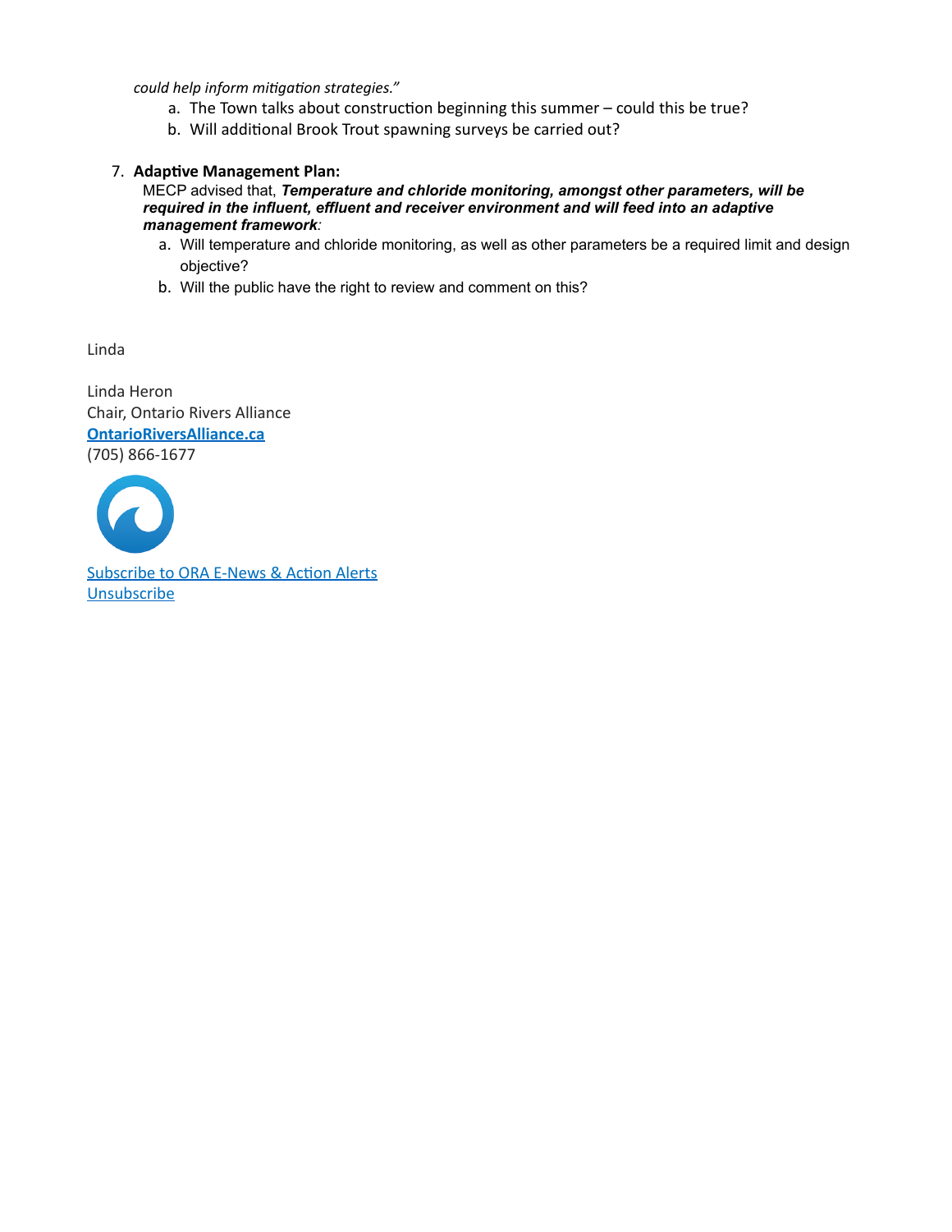*could help inform mitigation strategies."*

   a. The Town talks about construction beginning this summer – could this be true?
   b. Will additional Brook Trout spawning surveys be carried out?

7. **Adaptive Management Plan:**
   MECP advised that, ***Temperature and chloride monitoring, amongst other parameters, will be required in the influent, effluent and receiver environment and will feed into an adaptive management framework****:*

   a. Will temperature and chloride monitoring, as well as other parameters be a required limit and design objective?
   b. Will the public have the right to review and comment on this?

Linda

Linda Heron
Chair, Ontario Rivers Alliance
**[OntarioRiversAlliance.ca](OntarioRiversAlliance.ca)**
(705) 866-1677

[Subscribe to ORA E-News & Action Alerts]()
[Unsubscribe]()